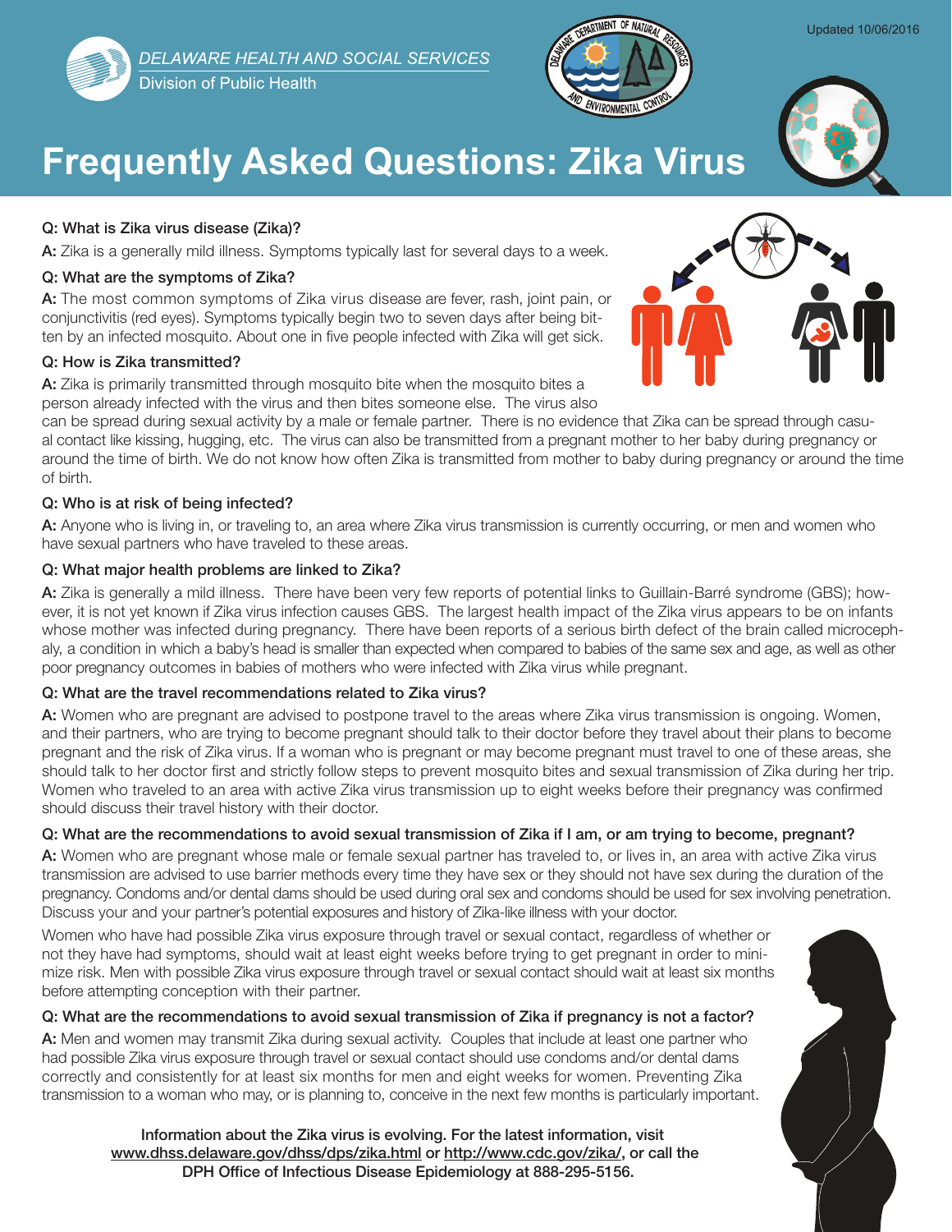DELAWARE HEALTH AND SOCIAL SERVICES
Division of Public Health

Updated 10/06/2016

# Frequently Asked Questions: Zika Virus

**Q: What is Zika virus disease (Zika)?**

**A:** Zika is a generally mild illness. Symptoms typically last for several days to a week.

**Q: What are the symptoms of Zika?**

**A:** The most common symptoms of Zika virus disease are fever, rash, joint pain, or conjunctivitis (red eyes). Symptoms typically begin two to seven days after being bitten by an infected mosquito. About one in five people infected with Zika will get sick.

**Q: How is Zika transmitted?**

**A:** Zika is primarily transmitted through mosquito bite when the mosquito bites a person already infected with the virus and then bites someone else. The virus also can be spread during sexual activity by a male or female partner. There is no evidence that Zika can be spread through casual contact like kissing, hugging, etc. The virus can also be transmitted from a pregnant mother to her baby during pregnancy or around the time of birth. We do not know how often Zika is transmitted from mother to baby during pregnancy or around the time of birth.

**Q: Who is at risk of being infected?**

**A:** Anyone who is living in, or traveling to, an area where Zika virus transmission is currently occurring, or men and women who have sexual partners who have traveled to these areas.

**Q: What major health problems are linked to Zika?**

**A:** Zika is generally a mild illness. There have been very few reports of potential links to Guillain-Barré syndrome (GBS); however, it is not yet known if Zika virus infection causes GBS. The largest health impact of the Zika virus appears to be on infants whose mother was infected during pregnancy. There have been reports of a serious birth defect of the brain called microcephaly, a condition in which a baby's head is smaller than expected when compared to babies of the same sex and age, as well as other poor pregnancy outcomes in babies of mothers who were infected with Zika virus while pregnant.

**Q: What are the travel recommendations related to Zika virus?**

**A:** Women who are pregnant are advised to postpone travel to the areas where Zika virus transmission is ongoing. Women, and their partners, who are trying to become pregnant should talk to their doctor before they travel about their plans to become pregnant and the risk of Zika virus. If a woman who is pregnant or may become pregnant must travel to one of these areas, she should talk to her doctor first and strictly follow steps to prevent mosquito bites and sexual transmission of Zika during her trip. Women who traveled to an area with active Zika virus transmission up to eight weeks before their pregnancy was confirmed should discuss their travel history with their doctor.

**Q: What are the recommendations to avoid sexual transmission of Zika if I am, or am trying to become, pregnant?**

**A:** Women who are pregnant whose male or female sexual partner has traveled to, or lives in, an area with active Zika virus transmission are advised to use barrier methods every time they have sex or they should not have sex during the duration of the pregnancy. Condoms and/or dental dams should be used during oral sex and condoms should be used for sex involving penetration. Discuss your and your partner's potential exposures and history of Zika-like illness with your doctor.

Women who have had possible Zika virus exposure through travel or sexual contact, regardless of whether or not they have had symptoms, should wait at least eight weeks before trying to get pregnant in order to minimize risk. Men with possible Zika virus exposure through travel or sexual contact should wait at least six months before attempting conception with their partner.

**Q: What are the recommendations to avoid sexual transmission of Zika if pregnancy is not a factor?**

**A:** Men and women may transmit Zika during sexual activity. Couples that include at least one partner who had possible Zika virus exposure through travel or sexual contact should use condoms and/or dental dams correctly and consistently for at least six months for men and eight weeks for women. Preventing Zika transmission to a woman who may, or is planning to, conceive in the next few months is particularly important.

**Information about the Zika virus is evolving. For the latest information, visit www.dhss.delaware.gov/dhss/dps/zika.html or http://www.cdc.gov/zika/, or call the DPH Office of Infectious Disease Epidemiology at 888-295-5156.**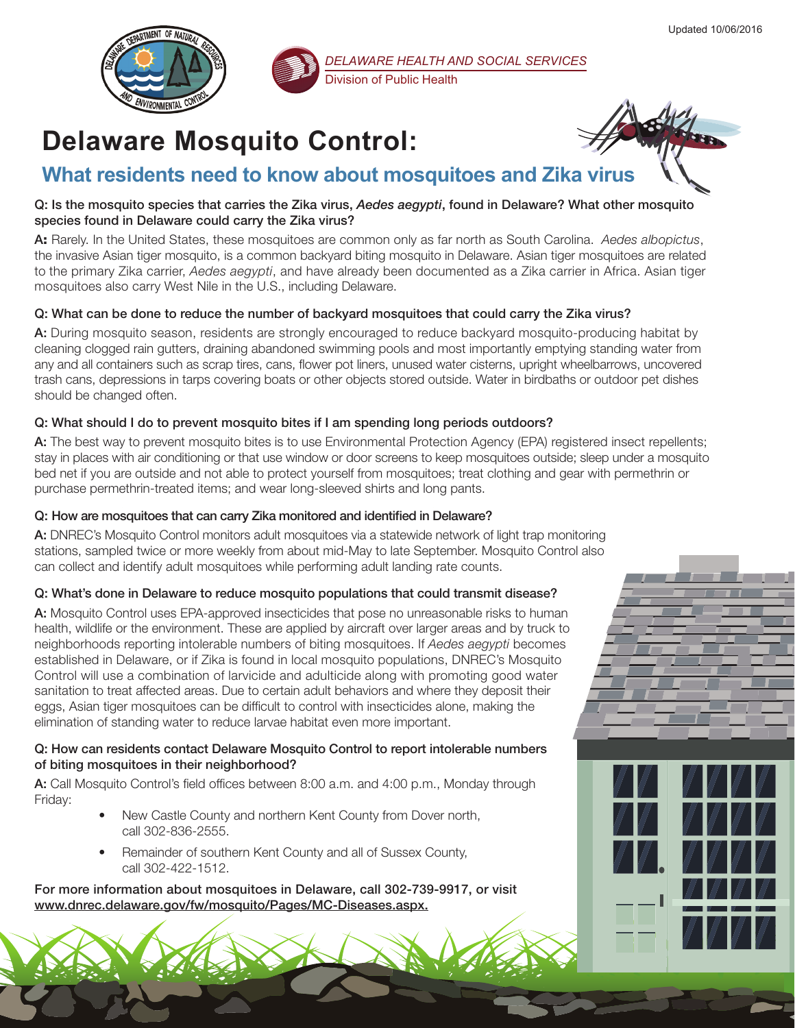Updated 10/06/2016

*DELAWARE HEALTH AND SOCIAL SERVICES*
Division of Public Health

# Delaware Mosquito Control:

## What residents need to know about mosquitoes and Zika virus

**Q: Is the mosquito species that carries the Zika virus, *Aedes aegypti*, found in Delaware? What other mosquito species found in Delaware could carry the Zika virus?**

**A:** Rarely. In the United States, these mosquitoes are common only as far north as South Carolina. *Aedes albopictus*, the invasive Asian tiger mosquito, is a common backyard biting mosquito in Delaware. Asian tiger mosquitoes are related to the primary Zika carrier, *Aedes aegypti*, and have already been documented as a Zika carrier in Africa. Asian tiger mosquitoes also carry West Nile in the U.S., including Delaware.

**Q: What can be done to reduce the number of backyard mosquitoes that could carry the Zika virus?**

**A:** During mosquito season, residents are strongly encouraged to reduce backyard mosquito-producing habitat by cleaning clogged rain gutters, draining abandoned swimming pools and most importantly emptying standing water from any and all containers such as scrap tires, cans, flower pot liners, unused water cisterns, upright wheelbarrows, uncovered trash cans, depressions in tarps covering boats or other objects stored outside. Water in birdbaths or outdoor pet dishes should be changed often.

**Q: What should I do to prevent mosquito bites if I am spending long periods outdoors?**

**A:** The best way to prevent mosquito bites is to use Environmental Protection Agency (EPA) registered insect repellents; stay in places with air conditioning or that use window or door screens to keep mosquitoes outside; sleep under a mosquito bed net if you are outside and not able to protect yourself from mosquitoes; treat clothing and gear with permethrin or purchase permethrin-treated items; and wear long-sleeved shirts and long pants.

**Q: How are mosquitoes that can carry Zika monitored and identified in Delaware?**

**A:** DNREC's Mosquito Control monitors adult mosquitoes via a statewide network of light trap monitoring stations, sampled twice or more weekly from about mid-May to late September. Mosquito Control also can collect and identify adult mosquitoes while performing adult landing rate counts.

**Q: What's done in Delaware to reduce mosquito populations that could transmit disease?**

**A:** Mosquito Control uses EPA-approved insecticides that pose no unreasonable risks to human health, wildlife or the environment. These are applied by aircraft over larger areas and by truck to neighborhoods reporting intolerable numbers of biting mosquitoes. If *Aedes aegypti* becomes established in Delaware, or if Zika is found in local mosquito populations, DNREC's Mosquito Control will use a combination of larvicide and adulticide along with promoting good water sanitation to treat affected areas. Due to certain adult behaviors and where they deposit their eggs, Asian tiger mosquitoes can be difficult to control with insecticides alone, making the elimination of standing water to reduce larvae habitat even more important.

**Q: How can residents contact Delaware Mosquito Control to report intolerable numbers of biting mosquitoes in their neighborhood?**

**A:** Call Mosquito Control's field offices between 8:00 a.m. and 4:00 p.m., Monday through Friday:

- New Castle County and northern Kent County from Dover north, call 302-836-2555.
- Remainder of southern Kent County and all of Sussex County, call 302-422-1512.

**For more information about mosquitoes in Delaware, call 302-739-9917, or visit www.dnrec.delaware.gov/fw/mosquito/Pages/MC-Diseases.aspx.**